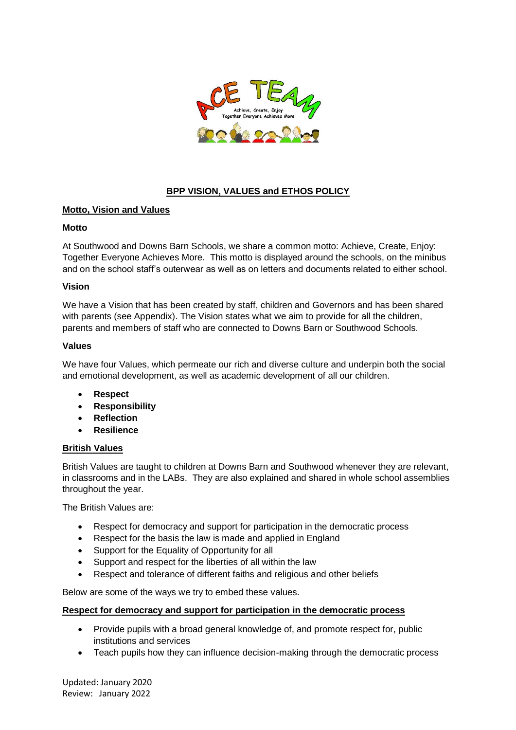# BPP VISION, VALUES and ETHOS POLICY

## Motto, Vision and Values

### Motto

At Southwood and Downs Barn Schools, we share a common motto: Achieve, Create, Enjoy: Together Everyone Achieves More. This motto is displayed around the schools, on the minibus and on the school staff's outerwear as well as on letters and documents related to either school.

### Vision

We have a Vision that has been created by staff, children and Governors and has been shared with parents (see Appendix). The Vision states what we aim to provide for all the children, parents and members of staff who are connected to Downs Barn or Southwood Schools.

### Values

We have four Values, which permeate our rich and diverse culture and underpin both the social and emotional development, as well as academic development of all our children.

- **Respect**
- **Responsibility**
- **Reflection**
- **Resilience**

## British Values

British Values are taught to children at Downs Barn and Southwood whenever they are relevant, in classrooms and in the LABs. They are also explained and shared in whole school assemblies throughout the year.

The British Values are:

- Respect for democracy and support for participation in the democratic process
- Respect for the basis the law is made and applied in England
- Support for the Equality of Opportunity for all
- Support and respect for the liberties of all within the law
- Respect and tolerance of different faiths and religious and other beliefs

Below are some of the ways we try to embed these values.

### Respect for democracy and support for participation in the democratic process

- Provide pupils with a broad general knowledge of, and promote respect for, public institutions and services
- Teach pupils how they can influence decision-making through the democratic process

Updated: January 2020
Review: January 2022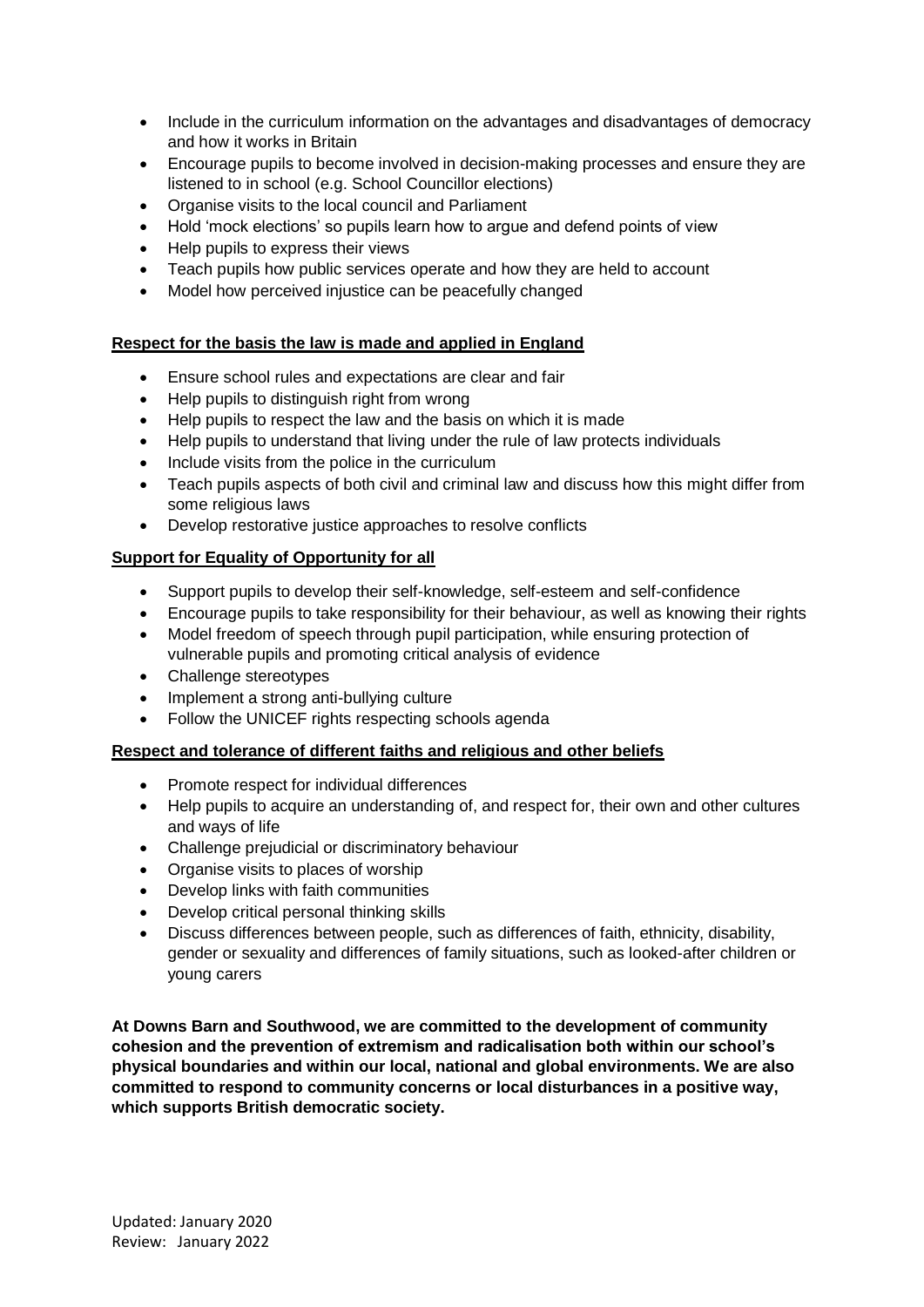- Include in the curriculum information on the advantages and disadvantages of democracy and how it works in Britain
- Encourage pupils to become involved in decision-making processes and ensure they are listened to in school (e.g. School Councillor elections)
- Organise visits to the local council and Parliament
- Hold 'mock elections' so pupils learn how to argue and defend points of view
- Help pupils to express their views
- Teach pupils how public services operate and how they are held to account
- Model how perceived injustice can be peacefully changed

**Respect for the basis the law is made and applied in England**

- Ensure school rules and expectations are clear and fair
- Help pupils to distinguish right from wrong
- Help pupils to respect the law and the basis on which it is made
- Help pupils to understand that living under the rule of law protects individuals
- Include visits from the police in the curriculum
- Teach pupils aspects of both civil and criminal law and discuss how this might differ from some religious laws
- Develop restorative justice approaches to resolve conflicts

**Support for Equality of Opportunity for all**

- Support pupils to develop their self-knowledge, self-esteem and self-confidence
- Encourage pupils to take responsibility for their behaviour, as well as knowing their rights
- Model freedom of speech through pupil participation, while ensuring protection of vulnerable pupils and promoting critical analysis of evidence
- Challenge stereotypes
- Implement a strong anti-bullying culture
- Follow the UNICEF rights respecting schools agenda

**Respect and tolerance of different faiths and religious and other beliefs**

- Promote respect for individual differences
- Help pupils to acquire an understanding of, and respect for, their own and other cultures and ways of life
- Challenge prejudicial or discriminatory behaviour
- Organise visits to places of worship
- Develop links with faith communities
- Develop critical personal thinking skills
- Discuss differences between people, such as differences of faith, ethnicity, disability, gender or sexuality and differences of family situations, such as looked-after children or young carers

**At Downs Barn and Southwood, we are committed to the development of community cohesion and the prevention of extremism and radicalisation both within our school's physical boundaries and within our local, national and global environments. We are also committed to respond to community concerns or local disturbances in a positive way, which supports British democratic society.**

Updated: January 2020
Review: January 2022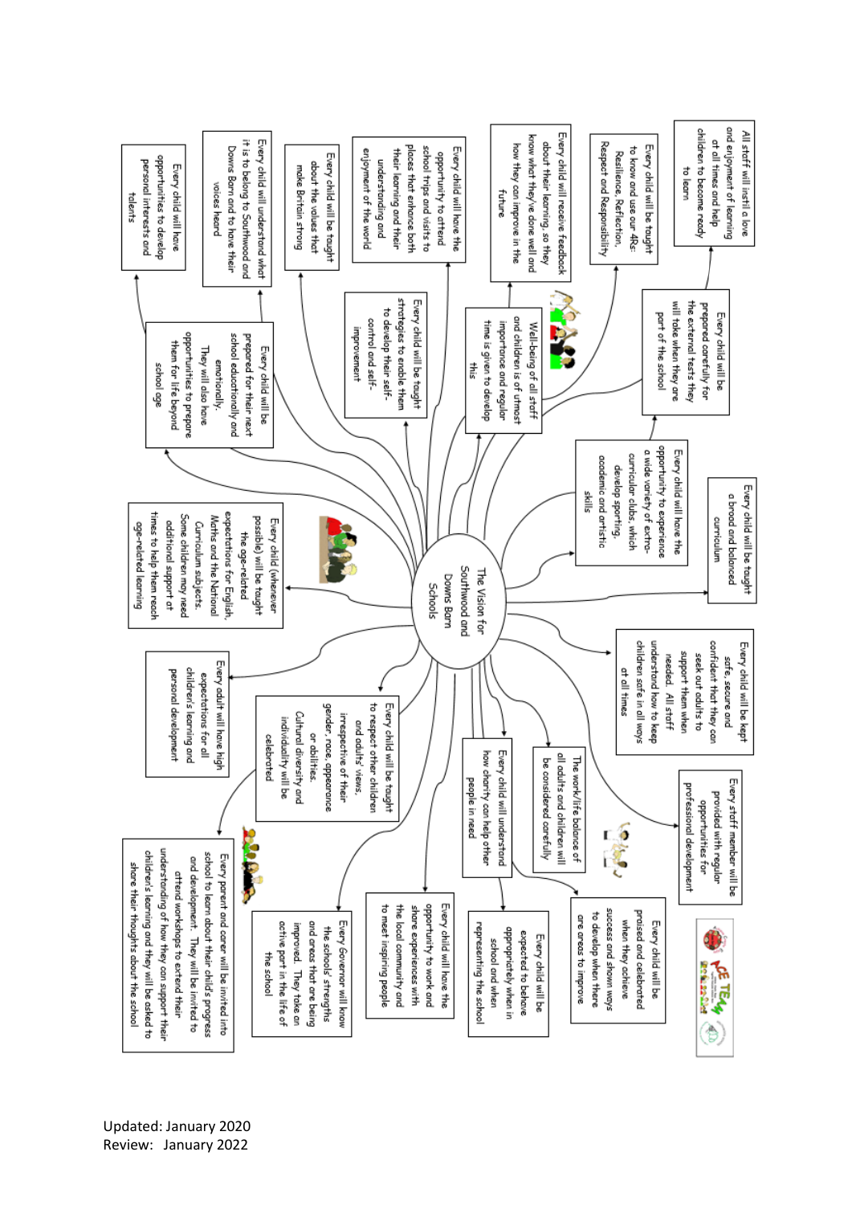# The Vision for Southwood and Downs Barn Schools

- All staff will instil a love and enjoyment of learning at all times and help children to become ready to learn
- Every child will be taught to know and use our 4Rs: Resilience, Reflection, Respect and Responsibility
- Every child will receive feedback about their learning, so they know what they've done well and how they can improve in the future
- Every child will have the opportunity to attend school trips and visits to places that enhance both their learning and their understanding and enjoyment of the world
- Every child will be taught about the values that make Britain strong
- Every child will understand what it is to belong to Southwood and Downs Barn and to have their voices heard
- Every child will have opportunities to develop personal interests and talents
- Every child will be prepared carefully for the external tests they will take when they are part of the school
- Well-being of all staff and children is of utmost importance and regular time is given to develop this
- Every child will be taught strategies to enable them to develop their self-control and self-improvement
- Every child will be prepared for their next school educationally and emotionally. They will also have opportunities to prepare them for life beyond school age
- Every child will have the opportunity to experience a wide variety of extra-curricular clubs, which develop sporting, academic and artistic skills
- Every child will be taught a broad and balanced curriculum
- Every child (wherever possible) will be taught the age-related expectations for English, Maths and the National Curriculum subjects. Some children may need additional support at times to help them reach age-related learning
- Every child will be kept safe, secure and confident that they can seek out adults to support them when needed. All staff understand how to keep children safe in all ways at all times
- Every staff member will be provided with regular opportunities for professional development
- Every adult will have high expectations for all children's learning and personal development
- Every child will be taught to respect other children and adults' views, irrespective of their gender, race, appearance or abilities. Cultural diversity and individuality will be celebrated
- The work/life balance of all adults and children will be considered carefully
- Every child will understand how charity can help other people in need
- Every child will be praised and celebrated when they achieve success and shown ways to develop when there are areas to improve
- Every parent and carer will be invited into school to learn about their child's progress and development. They will be invited to attend workshops to extend their understanding of how they can support their children's learning and they will be asked to share their thoughts about the school
- Every Governor will know the schools' strengths and areas that are being improved. They take an active part in the life of the school
- Every child will have the opportunity to work and share experiences with the local community and to meet inspiring people
- Every child will be expected to behave appropriately when in school and when representing the school

Updated: January 2020
Review: January 2022